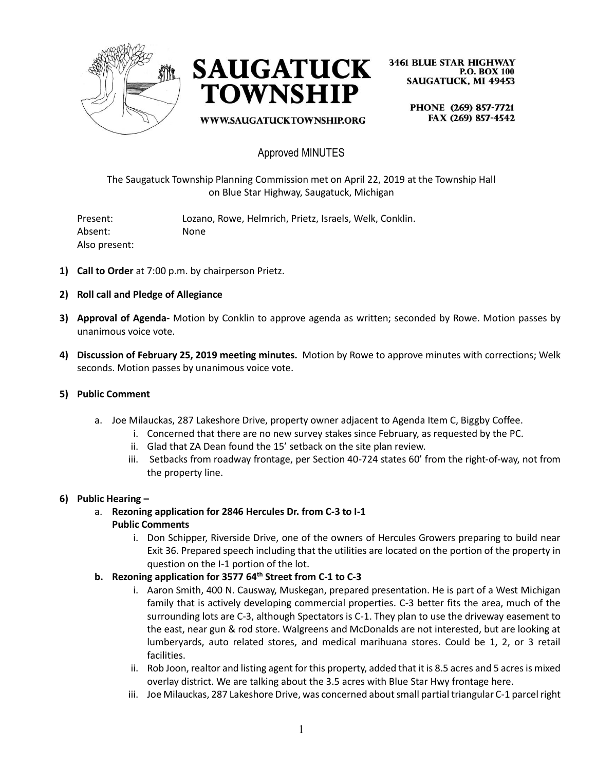**SAUGATUCK TOWNSHIP**

WWW.SAUGATUCKTOWNSHIP.ORG

3461 BLUE STAR HIGHWAY
P.O. BOX 100
SAUGATUCK, MI 49453

PHONE (269) 857-7721
FAX (269) 857-4542

# Approved MINUTES

The Saugatuck Township Planning Commission met on April 22, 2019 at the Township Hall on Blue Star Highway, Saugatuck, Michigan

Present: Lozano, Rowe, Helmrich, Prietz, Israels, Welk, Conklin.
Absent: None
Also present:

1) **Call to Order** at 7:00 p.m. by chairperson Prietz.

2) **Roll call and Pledge of Allegiance**

3) **Approval of Agenda-** Motion by Conklin to approve agenda as written; seconded by Rowe. Motion passes by unanimous voice vote.

4) **Discussion of February 25, 2019 meeting minutes.** Motion by Rowe to approve minutes with corrections; Welk seconds. Motion passes by unanimous voice vote.

5) **Public Comment**

   a. Joe Milauckas, 287 Lakeshore Drive, property owner adjacent to Agenda Item C, Biggby Coffee.
      i. Concerned that there are no new survey stakes since February, as requested by the PC.
      ii. Glad that ZA Dean found the 15' setback on the site plan review.
      iii. Setbacks from roadway frontage, per Section 40-724 states 60' from the right-of-way, not from the property line.

6) **Public Hearing –**

   a. **Rezoning application for 2846 Hercules Dr. from C-3 to I-1**
      **Public Comments**
      i. Don Schipper, Riverside Drive, one of the owners of Hercules Growers preparing to build near Exit 36. Prepared speech including that the utilities are located on the portion of the property in question on the I-1 portion of the lot.

   **b. Rezoning application for 3577 64th Street from C-1 to C-3**
      i. Aaron Smith, 400 N. Causway, Muskegan, prepared presentation. He is part of a West Michigan family that is actively developing commercial properties. C-3 better fits the area, much of the surrounding lots are C-3, although Spectators is C-1. They plan to use the driveway easement to the east, near gun & rod store. Walgreens and McDonalds are not interested, but are looking at lumberyards, auto related stores, and medical marihuana stores. Could be 1, 2, or 3 retail facilities.
      ii. Rob Joon, realtor and listing agent for this property, added that it is 8.5 acres and 5 acres is mixed overlay district. We are talking about the 3.5 acres with Blue Star Hwy frontage here.
      iii. Joe Milauckas, 287 Lakeshore Drive, was concerned about small partial triangular C-1 parcel right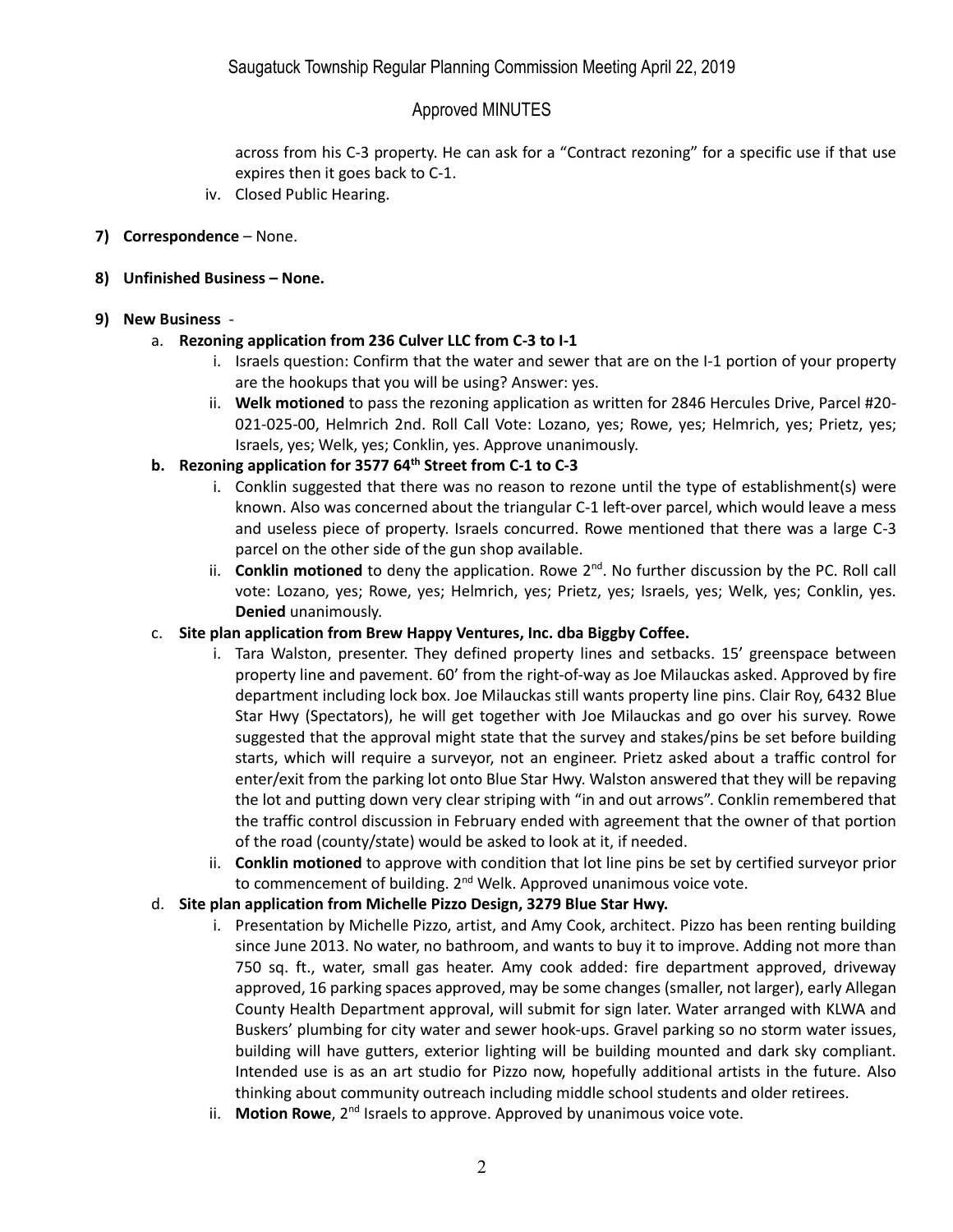across from his C-3 property. He can ask for a "Contract rezoning" for a specific use if that use expires then it goes back to C-1.

iv. Closed Public Hearing.

**7) Correspondence** – None.

**8) Unfinished Business – None.**

**9) New Business** -

a. **Rezoning application from 236 Culver LLC from C-3 to I-1**

i. Israels question: Confirm that the water and sewer that are on the I-1 portion of your property are the hookups that you will be using? Answer: yes.

ii. **Welk motioned** to pass the rezoning application as written for 2846 Hercules Drive, Parcel #20-021-025-00, Helmrich 2nd. Roll Call Vote: Lozano, yes; Rowe, yes; Helmrich, yes; Prietz, yes; Israels, yes; Welk, yes; Conklin, yes. Approve unanimously.

**b. Rezoning application for 3577 64th Street from C-1 to C-3**

i. Conklin suggested that there was no reason to rezone until the type of establishment(s) were known. Also was concerned about the triangular C-1 left-over parcel, which would leave a mess and useless piece of property. Israels concurred. Rowe mentioned that there was a large C-3 parcel on the other side of the gun shop available.

ii. **Conklin motioned** to deny the application. Rowe 2nd. No further discussion by the PC. Roll call vote: Lozano, yes; Rowe, yes; Helmrich, yes; Prietz, yes; Israels, yes; Welk, yes; Conklin, yes. **Denied** unanimously.

c. **Site plan application from Brew Happy Ventures, Inc. dba Biggby Coffee.**

i. Tara Walston, presenter. They defined property lines and setbacks. 15' greenspace between property line and pavement. 60' from the right-of-way as Joe Milauckas asked. Approved by fire department including lock box. Joe Milauckas still wants property line pins. Clair Roy, 6432 Blue Star Hwy (Spectators), he will get together with Joe Milauckas and go over his survey. Rowe suggested that the approval might state that the survey and stakes/pins be set before building starts, which will require a surveyor, not an engineer. Prietz asked about a traffic control for enter/exit from the parking lot onto Blue Star Hwy. Walston answered that they will be repaving the lot and putting down very clear striping with "in and out arrows". Conklin remembered that the traffic control discussion in February ended with agreement that the owner of that portion of the road (county/state) would be asked to look at it, if needed.

ii. **Conklin motioned** to approve with condition that lot line pins be set by certified surveyor prior to commencement of building. 2nd Welk. Approved unanimous voice vote.

d. **Site plan application from Michelle Pizzo Design, 3279 Blue Star Hwy.**

i. Presentation by Michelle Pizzo, artist, and Amy Cook, architect. Pizzo has been renting building since June 2013. No water, no bathroom, and wants to buy it to improve. Adding not more than 750 sq. ft., water, small gas heater. Amy cook added: fire department approved, driveway approved, 16 parking spaces approved, may be some changes (smaller, not larger), early Allegan County Health Department approval, will submit for sign later. Water arranged with KLWA and Buskers' plumbing for city water and sewer hook-ups. Gravel parking so no storm water issues, building will have gutters, exterior lighting will be building mounted and dark sky compliant. Intended use is as an art studio for Pizzo now, hopefully additional artists in the future. Also thinking about community outreach including middle school students and older retirees.

ii. **Motion Rowe**, 2nd Israels to approve. Approved by unanimous voice vote.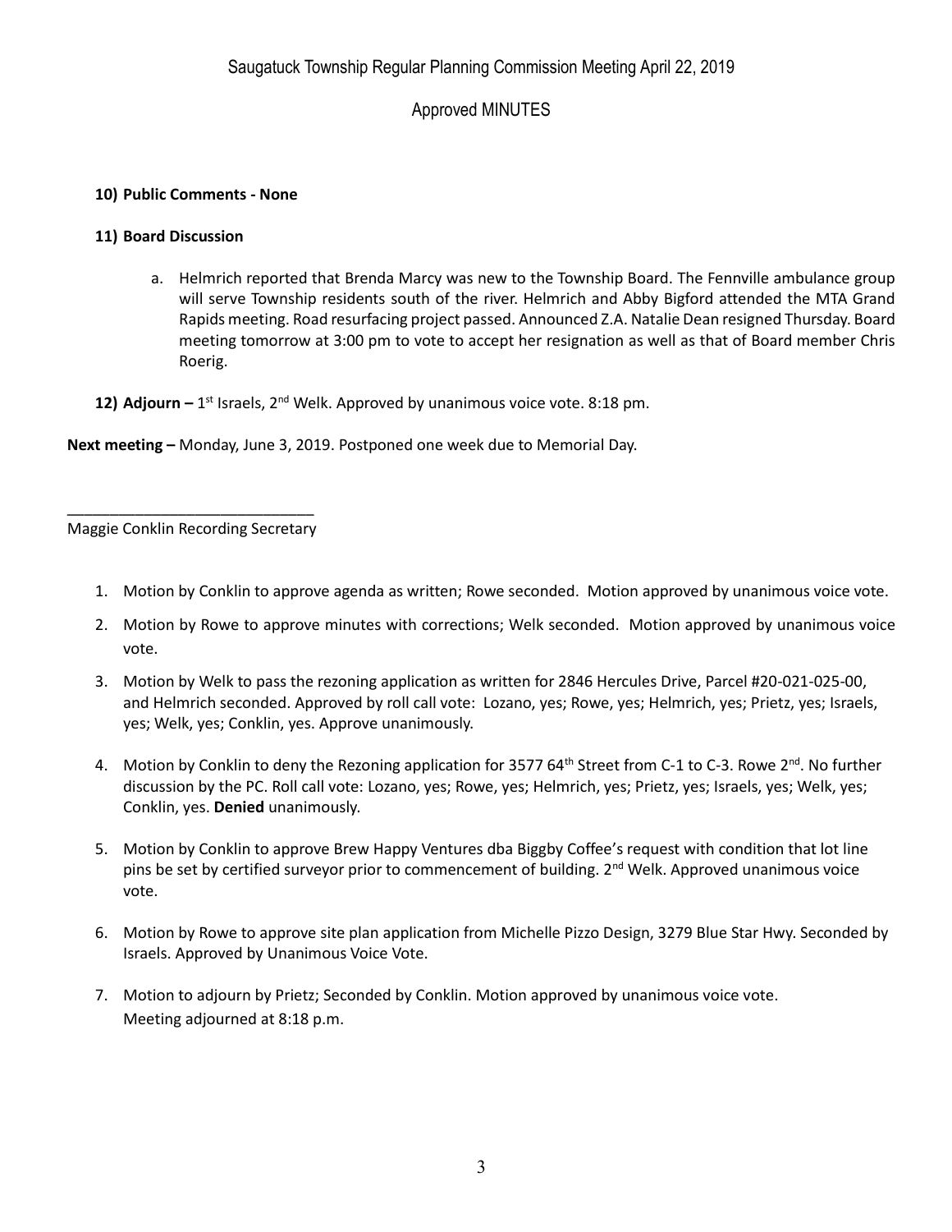**10) Public Comments - None**

**11) Board Discussion**

a. Helmrich reported that Brenda Marcy was new to the Township Board. The Fennville ambulance group will serve Township residents south of the river. Helmrich and Abby Bigford attended the MTA Grand Rapids meeting. Road resurfacing project passed. Announced Z.A. Natalie Dean resigned Thursday. Board meeting tomorrow at 3:00 pm to vote to accept her resignation as well as that of Board member Chris Roerig.

**12) Adjourn –** 1st Israels, 2nd Welk. Approved by unanimous voice vote. 8:18 pm.

**Next meeting –** Monday, June 3, 2019. Postponed one week due to Memorial Day.

_____________________________
Maggie Conklin Recording Secretary

1. Motion by Conklin to approve agenda as written; Rowe seconded. Motion approved by unanimous voice vote.
2. Motion by Rowe to approve minutes with corrections; Welk seconded. Motion approved by unanimous voice vote.
3. Motion by Welk to pass the rezoning application as written for 2846 Hercules Drive, Parcel #20-021-025-00, and Helmrich seconded. Approved by roll call vote: Lozano, yes; Rowe, yes; Helmrich, yes; Prietz, yes; Israels, yes; Welk, yes; Conklin, yes. Approve unanimously.
4. Motion by Conklin to deny the Rezoning application for 3577 64th Street from C-1 to C-3. Rowe 2nd. No further discussion by the PC. Roll call vote: Lozano, yes; Rowe, yes; Helmrich, yes; Prietz, yes; Israels, yes; Welk, yes; Conklin, yes. **Denied** unanimously.
5. Motion by Conklin to approve Brew Happy Ventures dba Biggby Coffee's request with condition that lot line pins be set by certified surveyor prior to commencement of building. 2nd Welk. Approved unanimous voice vote.
6. Motion by Rowe to approve site plan application from Michelle Pizzo Design, 3279 Blue Star Hwy. Seconded by Israels. Approved by Unanimous Voice Vote.
7. Motion to adjourn by Prietz; Seconded by Conklin. Motion approved by unanimous voice vote.
   Meeting adjourned at 8:18 p.m.